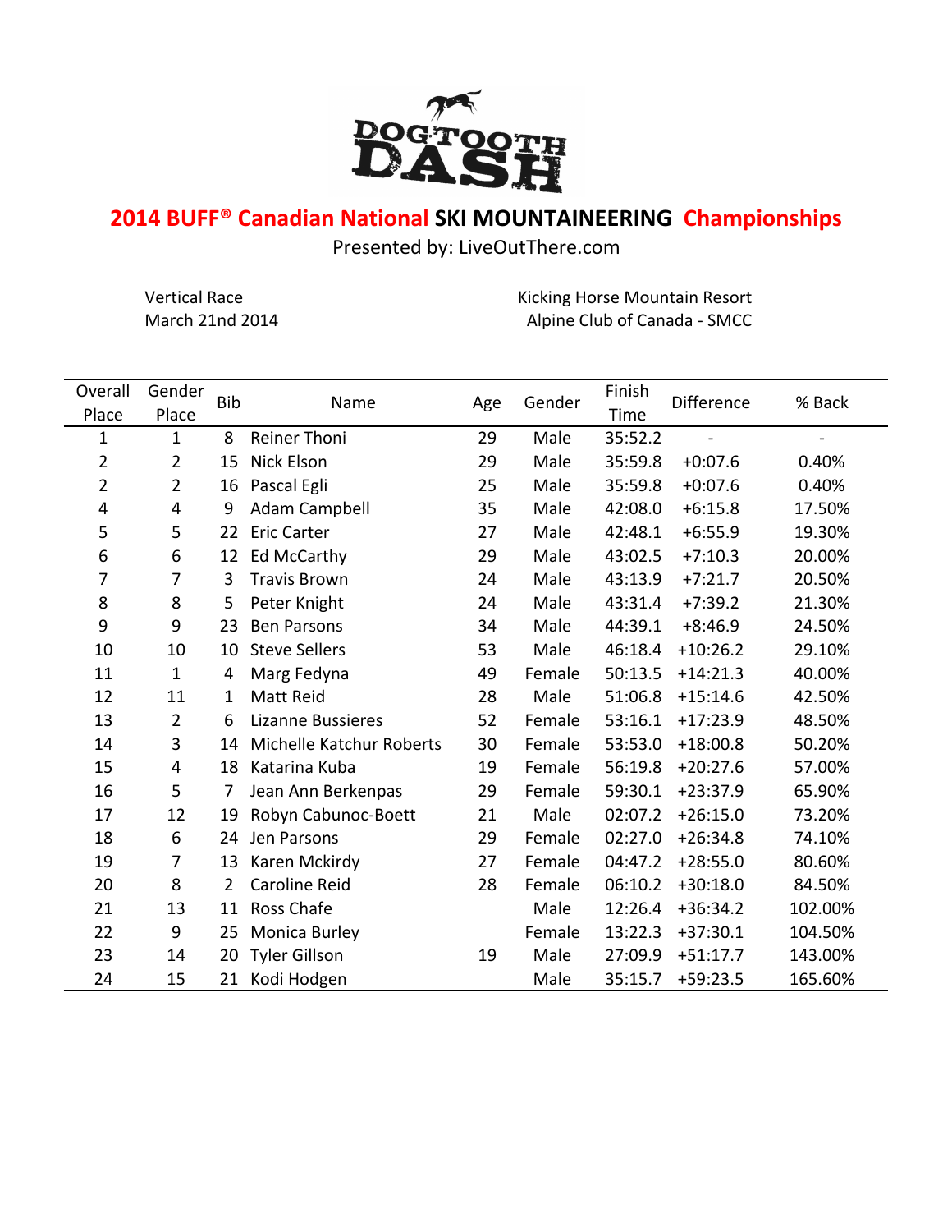DOGTOOTH DASH

# 2014 BUFF® Canadian National SKI MOUNTAINEERING Championships

Presented by: LiveOutThere.com

Vertical Race
March 21nd 2014

Kicking Horse Mountain Resort
Alpine Club of Canada - SMCC

| Overall Place | Gender Place | Bib | Name | Age | Gender | Finish Time | Difference | % Back |
|---|---|---|---|---|---|---|---|---|
| 1 | 1 | 8 | Reiner Thoni | 29 | Male | 35:52.2 | - | - |
| 2 | 2 | 15 | Nick Elson | 29 | Male | 35:59.8 | +0:07.6 | 0.40% |
| 2 | 2 | 16 | Pascal Egli | 25 | Male | 35:59.8 | +0:07.6 | 0.40% |
| 4 | 4 | 9 | Adam Campbell | 35 | Male | 42:08.0 | +6:15.8 | 17.50% |
| 5 | 5 | 22 | Eric Carter | 27 | Male | 42:48.1 | +6:55.9 | 19.30% |
| 6 | 6 | 12 | Ed McCarthy | 29 | Male | 43:02.5 | +7:10.3 | 20.00% |
| 7 | 7 | 3 | Travis Brown | 24 | Male | 43:13.9 | +7:21.7 | 20.50% |
| 8 | 8 | 5 | Peter Knight | 24 | Male | 43:31.4 | +7:39.2 | 21.30% |
| 9 | 9 | 23 | Ben Parsons | 34 | Male | 44:39.1 | +8:46.9 | 24.50% |
| 10 | 10 | 10 | Steve Sellers | 53 | Male | 46:18.4 | +10:26.2 | 29.10% |
| 11 | 1 | 4 | Marg Fedyna | 49 | Female | 50:13.5 | +14:21.3 | 40.00% |
| 12 | 11 | 1 | Matt Reid | 28 | Male | 51:06.8 | +15:14.6 | 42.50% |
| 13 | 2 | 6 | Lizanne Bussieres | 52 | Female | 53:16.1 | +17:23.9 | 48.50% |
| 14 | 3 | 14 | Michelle Katchur Roberts | 30 | Female | 53:53.0 | +18:00.8 | 50.20% |
| 15 | 4 | 18 | Katarina Kuba | 19 | Female | 56:19.8 | +20:27.6 | 57.00% |
| 16 | 5 | 7 | Jean Ann Berkenpas | 29 | Female | 59:30.1 | +23:37.9 | 65.90% |
| 17 | 12 | 19 | Robyn Cabunoc-Boett | 21 | Male | 02:07.2 | +26:15.0 | 73.20% |
| 18 | 6 | 24 | Jen Parsons | 29 | Female | 02:27.0 | +26:34.8 | 74.10% |
| 19 | 7 | 13 | Karen Mckirdy | 27 | Female | 04:47.2 | +28:55.0 | 80.60% |
| 20 | 8 | 2 | Caroline Reid | 28 | Female | 06:10.2 | +30:18.0 | 84.50% |
| 21 | 13 | 11 | Ross Chafe | | Male | 12:26.4 | +36:34.2 | 102.00% |
| 22 | 9 | 25 | Monica Burley | | Female | 13:22.3 | +37:30.1 | 104.50% |
| 23 | 14 | 20 | Tyler Gillson | 19 | Male | 27:09.9 | +51:17.7 | 143.00% |
| 24 | 15 | 21 | Kodi Hodgen | | Male | 35:15.7 | +59:23.5 | 165.60% |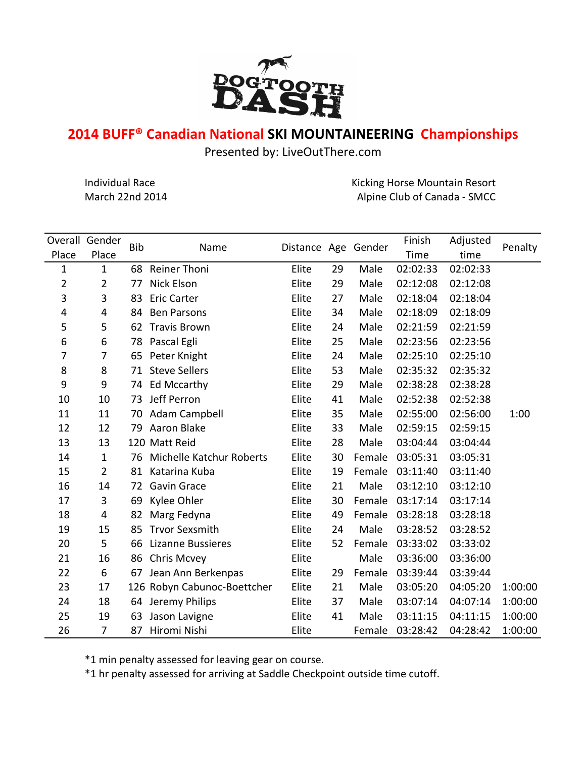# DOGTOOTH DASH

## 2014 BUFF® Canadian National SKI MOUNTAINEERING Championships

Presented by: LiveOutThere.com

Individual Race
March 22nd 2014

Kicking Horse Mountain Resort
Alpine Club of Canada - SMCC

| Overall Place | Gender Place | Bib | Name | Distance | Age | Gender | Finish Time | Adjusted time | Penalty |
|---|---|---|---|---|---|---|---|---|---|
| 1 | 1 | 68 | Reiner Thoni | Elite | 29 | Male | 02:02:33 | 02:02:33 | |
| 2 | 2 | 77 | Nick Elson | Elite | 29 | Male | 02:12:08 | 02:12:08 | |
| 3 | 3 | 83 | Eric Carter | Elite | 27 | Male | 02:18:04 | 02:18:04 | |
| 4 | 4 | 84 | Ben Parsons | Elite | 34 | Male | 02:18:09 | 02:18:09 | |
| 5 | 5 | 62 | Travis Brown | Elite | 24 | Male | 02:21:59 | 02:21:59 | |
| 6 | 6 | 78 | Pascal Egli | Elite | 25 | Male | 02:23:56 | 02:23:56 | |
| 7 | 7 | 65 | Peter Knight | Elite | 24 | Male | 02:25:10 | 02:25:10 | |
| 8 | 8 | 71 | Steve Sellers | Elite | 53 | Male | 02:35:32 | 02:35:32 | |
| 9 | 9 | 74 | Ed Mccarthy | Elite | 29 | Male | 02:38:28 | 02:38:28 | |
| 10 | 10 | 73 | Jeff Perron | Elite | 41 | Male | 02:52:38 | 02:52:38 | |
| 11 | 11 | 70 | Adam Campbell | Elite | 35 | Male | 02:55:00 | 02:56:00 | 1:00 |
| 12 | 12 | 79 | Aaron Blake | Elite | 33 | Male | 02:59:15 | 02:59:15 | |
| 13 | 13 | 120 | Matt Reid | Elite | 28 | Male | 03:04:44 | 03:04:44 | |
| 14 | 1 | 76 | Michelle Katchur Roberts | Elite | 30 | Female | 03:05:31 | 03:05:31 | |
| 15 | 2 | 81 | Katarina Kuba | Elite | 19 | Female | 03:11:40 | 03:11:40 | |
| 16 | 14 | 72 | Gavin Grace | Elite | 21 | Male | 03:12:10 | 03:12:10 | |
| 17 | 3 | 69 | Kylee Ohler | Elite | 30 | Female | 03:17:14 | 03:17:14 | |
| 18 | 4 | 82 | Marg Fedyna | Elite | 49 | Female | 03:28:18 | 03:28:18 | |
| 19 | 15 | 85 | Trvor Sexsmith | Elite | 24 | Male | 03:28:52 | 03:28:52 | |
| 20 | 5 | 66 | Lizanne Bussieres | Elite | 52 | Female | 03:33:02 | 03:33:02 | |
| 21 | 16 | 86 | Chris Mcvey | Elite | | Male | 03:36:00 | 03:36:00 | |
| 22 | 6 | 67 | Jean Ann Berkenpas | Elite | 29 | Female | 03:39:44 | 03:39:44 | |
| 23 | 17 | 126 | Robyn Cabunoc-Boettcher | Elite | 21 | Male | 03:05:20 | 04:05:20 | 1:00:00 |
| 24 | 18 | 64 | Jeremy Philips | Elite | 37 | Male | 03:07:14 | 04:07:14 | 1:00:00 |
| 25 | 19 | 63 | Jason Lavigne | Elite | 41 | Male | 03:11:15 | 04:11:15 | 1:00:00 |
| 26 | 7 | 87 | Hiromi Nishi | Elite | | Female | 03:28:42 | 04:28:42 | 1:00:00 |

*1 min penalty assessed for leaving gear on course.
*1 hr penalty assessed for arriving at Saddle Checkpoint outside time cutoff.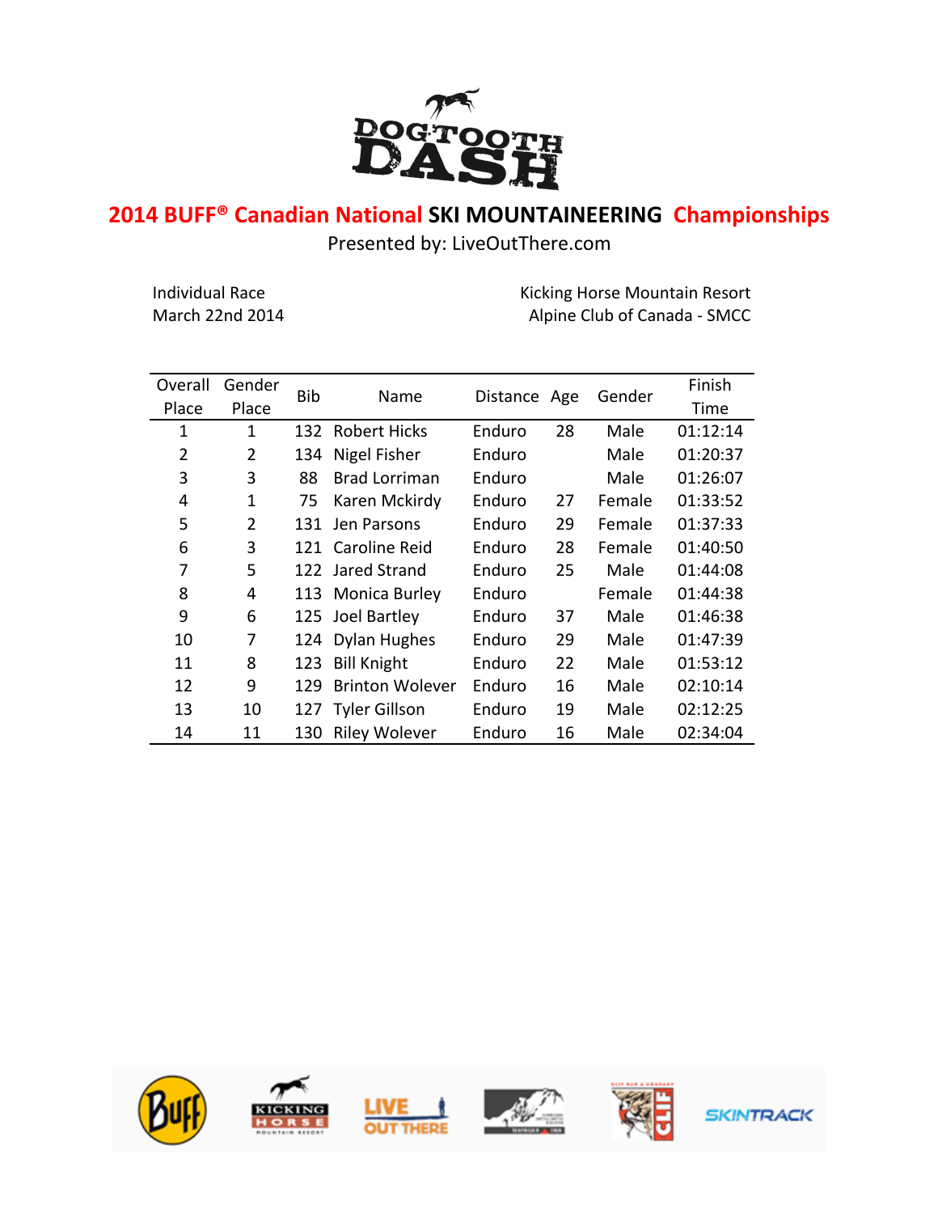# DOGTOOTH DASH

## 2014 BUFF® Canadian National SKI MOUNTAINEERING Championships

Presented by: LiveOutThere.com

Individual Race
March 22nd 2014

Kicking Horse Mountain Resort
Alpine Club of Canada - SMCC

| Overall Place | Gender Place | Bib | Name | Distance | Age | Gender | Finish Time |
|---|---|---|---|---|---|---|---|
| 1 | 1 | 132 | Robert Hicks | Enduro | 28 | Male | 01:12:14 |
| 2 | 2 | 134 | Nigel Fisher | Enduro | | Male | 01:20:37 |
| 3 | 3 | 88 | Brad Lorriman | Enduro | | Male | 01:26:07 |
| 4 | 1 | 75 | Karen Mckirdy | Enduro | 27 | Female | 01:33:52 |
| 5 | 2 | 131 | Jen Parsons | Enduro | 29 | Female | 01:37:33 |
| 6 | 3 | 121 | Caroline Reid | Enduro | 28 | Female | 01:40:50 |
| 7 | 5 | 122 | Jared Strand | Enduro | 25 | Male | 01:44:08 |
| 8 | 4 | 113 | Monica Burley | Enduro | | Female | 01:44:38 |
| 9 | 6 | 125 | Joel Bartley | Enduro | 37 | Male | 01:46:38 |
| 10 | 7 | 124 | Dylan Hughes | Enduro | 29 | Male | 01:47:39 |
| 11 | 8 | 123 | Bill Knight | Enduro | 22 | Male | 01:53:12 |
| 12 | 9 | 129 | Brinton Wolever | Enduro | 16 | Male | 02:10:14 |
| 13 | 10 | 127 | Tyler Gillson | Enduro | 19 | Male | 02:12:25 |
| 14 | 11 | 130 | Riley Wolever | Enduro | 16 | Male | 02:34:04 |